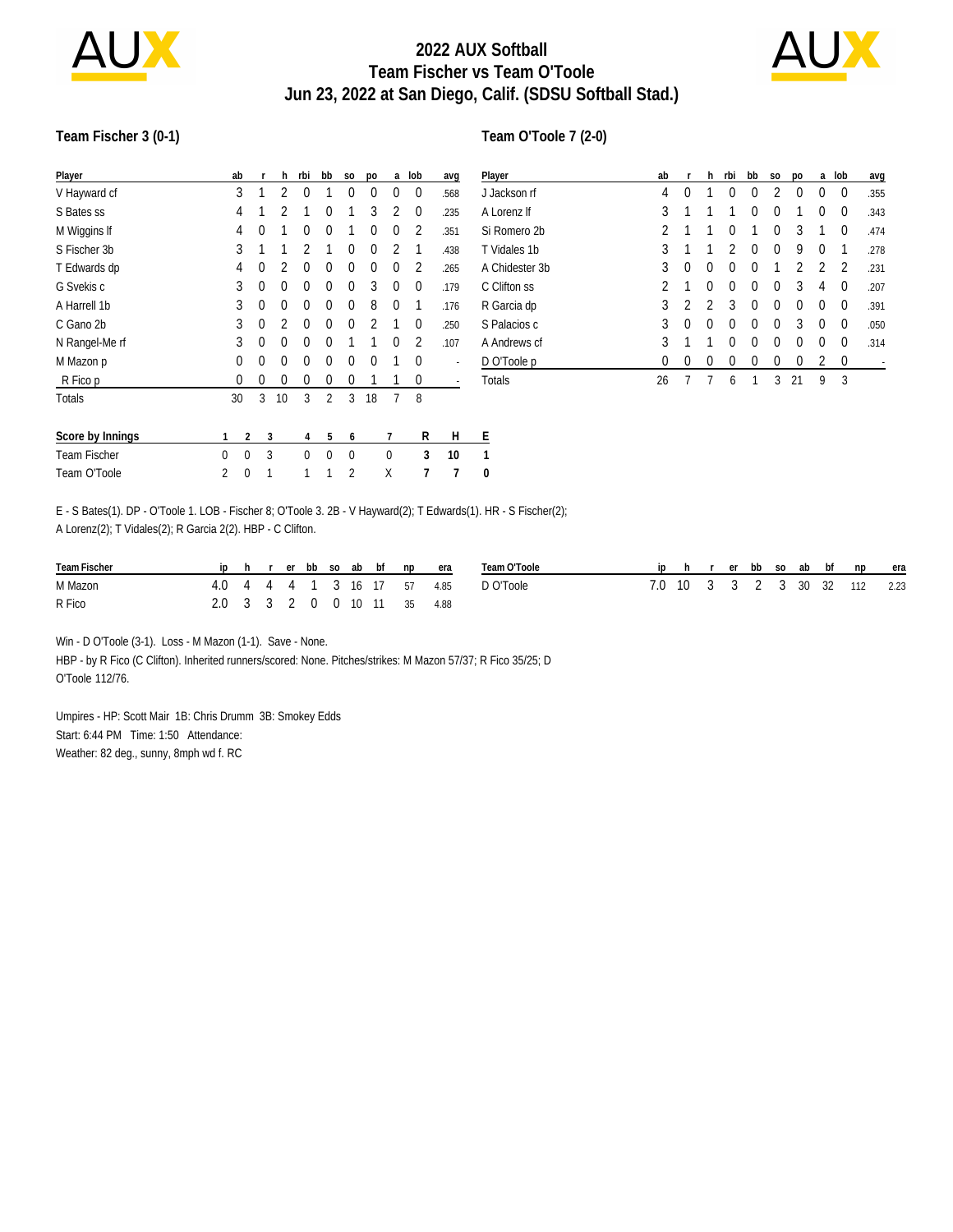# 2022 AUX Softball
## Team Fischer vs Team O'Toole
## Jun 23, 2022 at San Diego, Calif. (SDSU Softball Stad.)

### Team Fischer 3 (0-1)

| Player | ab | r | h | rbi | bb | so | po | a | lob | avg |
|---|---|---|---|---|---|---|---|---|---|---|
| V Hayward cf | 3 | 1 | 2 | 0 | 1 | 0 | 0 | 0 | 0 | .568 |
| S Bates ss | 4 | 1 | 2 | 1 | 0 | 1 | 3 | 2 | 0 | .235 |
| M Wiggins lf | 4 | 0 | 1 | 0 | 0 | 1 | 0 | 0 | 2 | .351 |
| S Fischer 3b | 3 | 1 | 1 | 2 | 1 | 0 | 0 | 2 | 1 | .438 |
| T Edwards dp | 4 | 0 | 2 | 0 | 0 | 0 | 0 | 0 | 2 | .265 |
| G Svekis c | 3 | 0 | 0 | 0 | 0 | 0 | 3 | 0 | 0 | .179 |
| A Harrell 1b | 3 | 0 | 0 | 0 | 0 | 0 | 8 | 0 | 1 | .176 |
| C Gano 2b | 3 | 0 | 2 | 0 | 0 | 0 | 2 | 1 | 0 | .250 |
| N Rangel-Me rf | 3 | 0 | 0 | 0 | 0 | 1 | 1 | 0 | 2 | .107 |
| M Mazon p | 0 | 0 | 0 | 0 | 0 | 0 | 0 | 1 | 0 | - |
| R Fico p | 0 | 0 | 0 | 0 | 0 | 0 | 1 | 1 | 0 | - |
| Totals | 30 | 3 | 10 | 3 | 2 | 3 | 18 | 7 | 8 | |

### Team O'Toole 7 (2-0)

| Player | ab | r | h | rbi | bb | so | po | a | lob | avg |
|---|---|---|---|---|---|---|---|---|---|---|
| J Jackson rf | 4 | 0 | 1 | 0 | 0 | 2 | 0 | 0 | 0 | .355 |
| A Lorenz lf | 3 | 1 | 1 | 1 | 0 | 0 | 1 | 0 | 0 | .343 |
| Si Romero 2b | 2 | 1 | 1 | 0 | 1 | 0 | 3 | 1 | 0 | .474 |
| T Vidales 1b | 3 | 1 | 1 | 2 | 0 | 0 | 9 | 0 | 1 | .278 |
| A Chidester 3b | 3 | 0 | 0 | 0 | 0 | 1 | 2 | 2 | 2 | .231 |
| C Clifton ss | 2 | 1 | 0 | 0 | 0 | 0 | 3 | 4 | 0 | .207 |
| R Garcia dp | 3 | 2 | 2 | 3 | 0 | 0 | 0 | 0 | 0 | .391 |
| S Palacios c | 3 | 0 | 0 | 0 | 0 | 0 | 3 | 0 | 0 | .050 |
| A Andrews cf | 3 | 1 | 1 | 0 | 0 | 0 | 0 | 0 | 0 | .314 |
| D O'Toole p | 0 | 0 | 0 | 0 | 0 | 0 | 0 | 2 | 0 | - |
| Totals | 26 | 7 | 7 | 6 | 1 | 3 | 21 | 9 | 3 | |

| Score by Innings | 1 | 2 | 3 | 4 | 5 | 6 | 7 | R | H | E |
|---|---|---|---|---|---|---|---|---|---|---|
| Team Fischer | 0 | 0 | 3 | 0 | 0 | 0 | 0 | 3 | 10 | 1 |
| Team O'Toole | 2 | 0 | 1 | 1 | 1 | 2 | X | 7 | 7 | 0 |

E - S Bates(1). DP - O'Toole 1. LOB - Fischer 8; O'Toole 3. 2B - V Hayward(2); T Edwards(1). HR - S Fischer(2); A Lorenz(2); T Vidales(2); R Garcia 2(2). HBP - C Clifton.

| Team Fischer | ip | h | r | er | bb | so | ab | bf | np | era |
|---|---|---|---|---|---|---|---|---|---|---|
| M Mazon | 4.0 | 4 | 4 | 4 | 1 | 3 | 16 | 17 | 57 | 4.85 |
| R Fico | 2.0 | 3 | 3 | 2 | 0 | 0 | 10 | 11 | 35 | 4.88 |

| Team O'Toole | ip | h | r | er | bb | so | ab | bf | np | era |
|---|---|---|---|---|---|---|---|---|---|---|
| D O'Toole | 7.0 | 10 | 3 | 3 | 2 | 3 | 30 | 32 | 112 | 2.23 |

Win - D O'Toole (3-1). Loss - M Mazon (1-1). Save - None.

HBP - by R Fico (C Clifton). Inherited runners/scored: None. Pitches/strikes: M Mazon 57/37; R Fico 35/25; D O'Toole 112/76.

Umpires - HP: Scott Mair 1B: Chris Drumm 3B: Smokey Edds

Start: 6:44 PM Time: 1:50 Attendance:

Weather: 82 deg., sunny, 8mph wd f. RC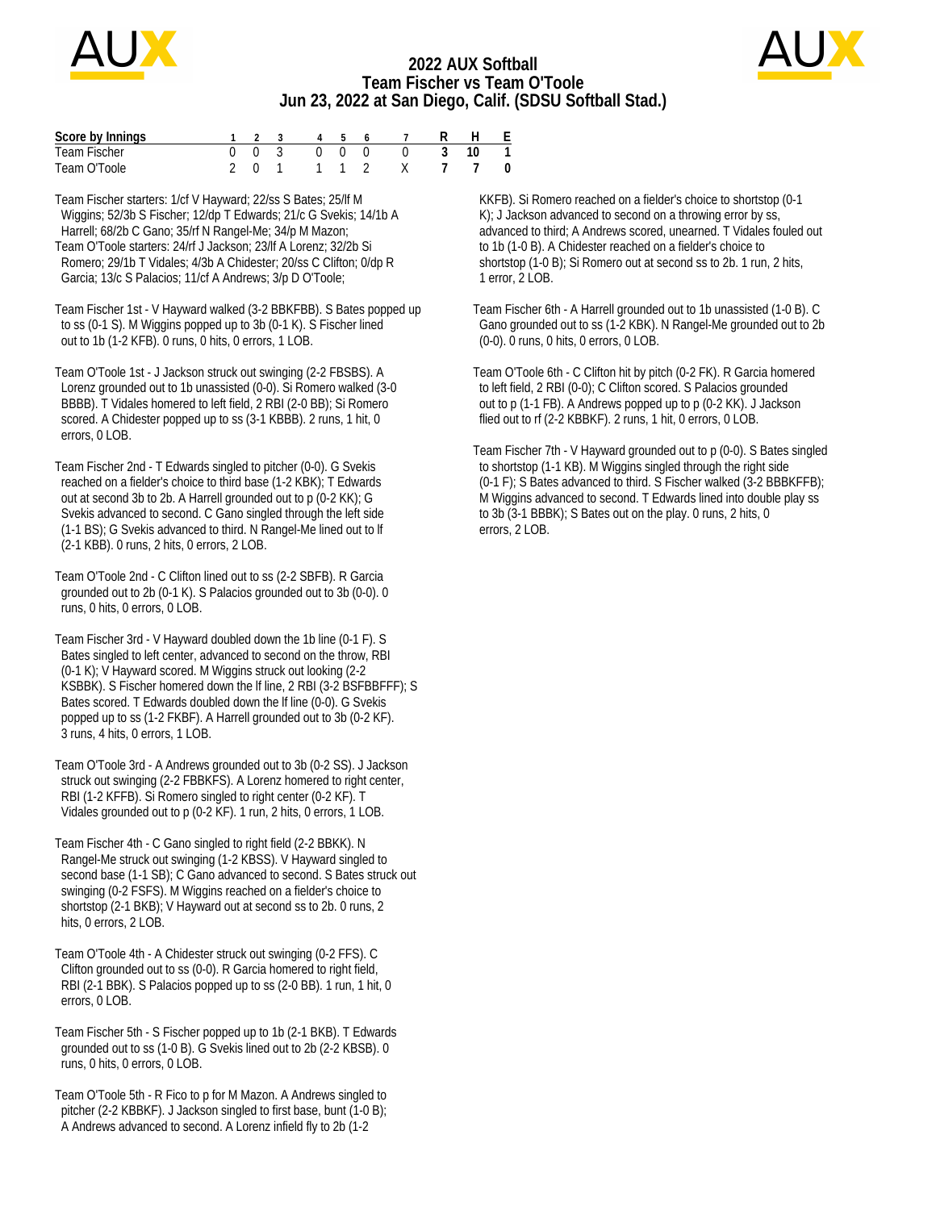# 2022 AUX Softball
## Team Fischer vs Team O'Toole
## Jun 23, 2022 at San Diego, Calif. (SDSU Softball Stad.)

| Score by Innings | 1 | 2 | 3 | 4 | 5 | 6 | 7 | R | H | E |
|---|---|---|---|---|---|---|---|---|---|---|
| Team Fischer | 0 | 0 | 3 | 0 | 0 | 0 | 0 | 3 | 10 | 1 |
| Team O'Toole | 2 | 0 | 1 | 1 | 1 | 2 | X | 7 | 7 | 0 |

Team Fischer starters: 1/cf V Hayward; 22/ss S Bates; 25/lf M Wiggins; 52/3b S Fischer; 12/dp T Edwards; 21/c G Svekis; 14/1b A Harrell; 68/2b C Gano; 35/rf N Rangel-Me; 34/p M Mazon;

Team O'Toole starters: 24/rf J Jackson; 23/lf A Lorenz; 32/2b Si Romero; 29/1b T Vidales; 4/3b A Chidester; 20/ss C Clifton; 0/dp R Garcia; 13/c S Palacios; 11/cf A Andrews; 3/p D O'Toole;

Team Fischer 1st - V Hayward walked (3-2 BBKFBB). S Bates popped up to ss (0-1 S). M Wiggins popped up to 3b (0-1 K). S Fischer lined out to 1b (1-2 KFB). 0 runs, 0 hits, 0 errors, 1 LOB.

Team O'Toole 1st - J Jackson struck out swinging (2-2 FBSBS). A Lorenz grounded out to 1b unassisted (0-0). Si Romero walked (3-0 BBBB). T Vidales homered to left field, 2 RBI (2-0 BB); Si Romero scored. A Chidester popped up to ss (3-1 KBBB). 2 runs, 1 hit, 0 errors, 0 LOB.

Team Fischer 2nd - T Edwards singled to pitcher (0-0). G Svekis reached on a fielder's choice to third base (1-2 KBK); T Edwards out at second 3b to 2b. A Harrell grounded out to p (0-2 KK); G Svekis advanced to second. C Gano singled through the left side (1-1 BS); G Svekis advanced to third. N Rangel-Me lined out to lf (2-1 KBB). 0 runs, 2 hits, 0 errors, 2 LOB.

Team O'Toole 2nd - C Clifton lined out to ss (2-2 SBFB). R Garcia grounded out to 2b (0-1 K). S Palacios grounded out to 3b (0-0). 0 runs, 0 hits, 0 errors, 0 LOB.

Team Fischer 3rd - V Hayward doubled down the 1b line (0-1 F). S Bates singled to left center, advanced to second on the throw, RBI (0-1 K); V Hayward scored. M Wiggins struck out looking (2-2 KSBBK). S Fischer homered down the lf line, 2 RBI (3-2 BSFBBFFF); S Bates scored. T Edwards doubled down the lf line (0-0). G Svekis popped up to ss (1-2 FKBF). A Harrell grounded out to 3b (0-2 KF). 3 runs, 4 hits, 0 errors, 1 LOB.

Team O'Toole 3rd - A Andrews grounded out to 3b (0-2 SS). J Jackson struck out swinging (2-2 FBBKFS). A Lorenz homered to right center, RBI (1-2 KFFB). Si Romero singled to right center (0-2 KF). T Vidales grounded out to p (0-2 KF). 1 run, 2 hits, 0 errors, 1 LOB.

Team Fischer 4th - C Gano singled to right field (2-2 BBKK). N Rangel-Me struck out swinging (1-2 KBSS). V Hayward singled to second base (1-1 SB); C Gano advanced to second. S Bates struck out swinging (0-2 FSFS). M Wiggins reached on a fielder's choice to shortstop (2-1 BKB); V Hayward out at second ss to 2b. 0 runs, 2 hits, 0 errors, 2 LOB.

Team O'Toole 4th - A Chidester struck out swinging (0-2 FFS). C Clifton grounded out to ss (0-0). R Garcia homered to right field, RBI (2-1 BBK). S Palacios popped up to ss (2-0 BB). 1 run, 1 hit, 0 errors, 0 LOB.

Team Fischer 5th - S Fischer popped up to 1b (2-1 BKB). T Edwards grounded out to ss (1-0 B). G Svekis lined out to 2b (2-2 KBSB). 0 runs, 0 hits, 0 errors, 0 LOB.

Team O'Toole 5th - R Fico to p for M Mazon. A Andrews singled to pitcher (2-2 KBBKF). J Jackson singled to first base, bunt (1-0 B); A Andrews advanced to second. A Lorenz infield fly to 2b (1-2 KKFB). Si Romero reached on a fielder's choice to shortstop (0-1 K); J Jackson advanced to second on a throwing error by ss, advanced to third; A Andrews scored, unearned. T Vidales fouled out to 1b (1-0 B). A Chidester reached on a fielder's choice to shortstop (1-0 B); Si Romero out at second ss to 2b. 1 run, 2 hits, 1 error, 2 LOB.

Team Fischer 6th - A Harrell grounded out to 1b unassisted (1-0 B). C Gano grounded out to ss (1-2 KBK). N Rangel-Me grounded out to 2b (0-0). 0 runs, 0 hits, 0 errors, 0 LOB.

Team O'Toole 6th - C Clifton hit by pitch (0-2 FK). R Garcia homered to left field, 2 RBI (0-0); C Clifton scored. S Palacios grounded out to p (1-1 FB). A Andrews popped up to p (0-2 KK). J Jackson flied out to rf (2-2 KBBKF). 2 runs, 1 hit, 0 errors, 0 LOB.

Team Fischer 7th - V Hayward grounded out to p (0-0). S Bates singled to shortstop (1-1 KB). M Wiggins singled through the right side (0-1 F); S Bates advanced to third. S Fischer walked (3-2 BBBKFFB); M Wiggins advanced to second. T Edwards lined into double play ss to 3b (3-1 BBBK); S Bates out on the play. 0 runs, 2 hits, 0 errors, 2 LOB.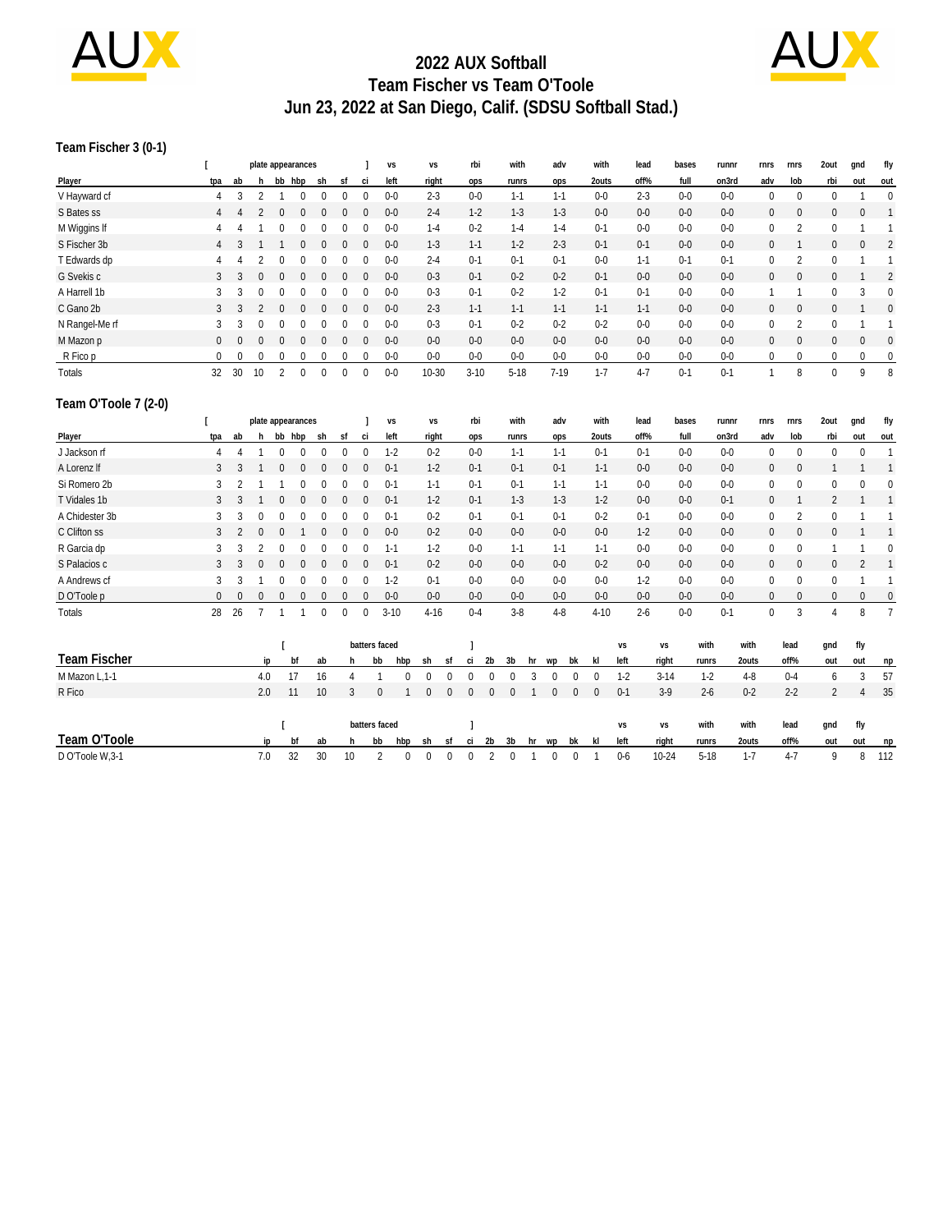# 2022 AUX Softball
## Team Fischer vs Team O'Toole
## Jun 23, 2022 at San Diego, Calif. (SDSU Softball Stad.)

### Team Fischer 3 (0-1)

| | [ | | | plate appearances | | | | ] | vs | vs | rbi | with | adv | with | lead | bases | runnr | rnrs | rnrs | 2out | gnd | fly |
|---|---|---|---|---|---|---|---|---|---|---|---|---|---|---|---|---|---|---|---|---|---|---|
| Player | tpa | ab | h | bb | hbp | sh | sf | ci | left | right | ops | runrs | ops | 2outs | off% | full | on3rd | adv | lob | rbi | out | out |
| V Hayward cf | 4 | 3 | 2 | 1 | 0 | 0 | 0 | 0 | 0-0 | 2-3 | 0-0 | 1-1 | 1-1 | 0-0 | 2-3 | 0-0 | 0-0 | 0 | 0 | 0 | 1 | 0 |
| S Bates ss | 4 | 4 | 2 | 0 | 0 | 0 | 0 | 0 | 0-0 | 2-4 | 1-2 | 1-3 | 1-3 | 0-0 | 0-0 | 0-0 | 0-0 | 0 | 0 | 0 | 0 | 1 |
| M Wiggins lf | 4 | 4 | 1 | 0 | 0 | 0 | 0 | 0 | 0-0 | 1-4 | 0-2 | 1-4 | 1-4 | 0-1 | 0-0 | 0-0 | 0-0 | 0 | 2 | 0 | 1 | 1 |
| S Fischer 3b | 4 | 3 | 1 | 1 | 0 | 0 | 0 | 0 | 0-0 | 1-3 | 1-1 | 1-2 | 2-3 | 0-1 | 0-1 | 0-0 | 0-0 | 0 | 1 | 0 | 0 | 2 |
| T Edwards dp | 4 | 4 | 2 | 0 | 0 | 0 | 0 | 0 | 0-0 | 2-4 | 0-1 | 0-1 | 0-1 | 0-0 | 1-1 | 0-1 | 0-1 | 0 | 2 | 0 | 1 | 1 |
| G Svekis c | 3 | 3 | 0 | 0 | 0 | 0 | 0 | 0 | 0-0 | 0-3 | 0-1 | 0-2 | 0-2 | 0-1 | 0-0 | 0-0 | 0-0 | 0 | 0 | 0 | 1 | 2 |
| A Harrell 1b | 3 | 3 | 0 | 0 | 0 | 0 | 0 | 0 | 0-0 | 0-3 | 0-1 | 0-2 | 1-2 | 0-1 | 0-1 | 0-0 | 0-0 | 1 | 1 | 0 | 3 | 0 |
| C Gano 2b | 3 | 3 | 2 | 0 | 0 | 0 | 0 | 0 | 0-0 | 2-3 | 1-1 | 1-1 | 1-1 | 1-1 | 1-1 | 0-0 | 0-0 | 0 | 0 | 0 | 1 | 0 |
| N Rangel-Me rf | 3 | 3 | 0 | 0 | 0 | 0 | 0 | 0 | 0-0 | 0-3 | 0-1 | 0-2 | 0-2 | 0-2 | 0-0 | 0-0 | 0-0 | 0 | 2 | 0 | 1 | 1 |
| M Mazon p | 0 | 0 | 0 | 0 | 0 | 0 | 0 | 0 | 0-0 | 0-0 | 0-0 | 0-0 | 0-0 | 0-0 | 0-0 | 0-0 | 0-0 | 0 | 0 | 0 | 0 | 0 |
| R Fico p | 0 | 0 | 0 | 0 | 0 | 0 | 0 | 0 | 0-0 | 0-0 | 0-0 | 0-0 | 0-0 | 0-0 | 0-0 | 0-0 | 0-0 | 0 | 0 | 0 | 0 | 0 |
| Totals | 32 | 30 | 10 | 2 | 0 | 0 | 0 | 0 | 0-0 | 10-30 | 3-10 | 5-18 | 7-19 | 1-7 | 4-7 | 0-1 | 0-1 | 1 | 8 | 0 | 9 | 8 |

### Team O'Toole 7 (2-0)

| | [ | | | plate appearances | | | | ] | vs | vs | rbi | with | adv | with | lead | bases | runnr | rnrs | rnrs | 2out | gnd | fly |
|---|---|---|---|---|---|---|---|---|---|---|---|---|---|---|---|---|---|---|---|---|---|---|
| Player | tpa | ab | h | bb | hbp | sh | sf | ci | left | right | ops | runrs | ops | 2outs | off% | full | on3rd | adv | lob | rbi | out | out |
| J Jackson rf | 4 | 4 | 1 | 0 | 0 | 0 | 0 | 0 | 1-2 | 0-2 | 0-0 | 1-1 | 1-1 | 0-1 | 0-1 | 0-0 | 0-0 | 0 | 0 | 0 | 0 | 1 |
| A Lorenz lf | 3 | 3 | 1 | 0 | 0 | 0 | 0 | 0 | 0-1 | 1-2 | 0-1 | 0-1 | 0-1 | 1-1 | 0-0 | 0-0 | 0-0 | 0 | 0 | 1 | 1 | 1 |
| Si Romero 2b | 3 | 2 | 1 | 1 | 0 | 0 | 0 | 0 | 0-1 | 1-1 | 0-1 | 0-1 | 1-1 | 1-1 | 0-0 | 0-0 | 0-0 | 0 | 0 | 0 | 0 | 0 |
| T Vidales 1b | 3 | 3 | 1 | 0 | 0 | 0 | 0 | 0 | 0-1 | 1-2 | 0-1 | 1-3 | 1-3 | 1-2 | 0-0 | 0-0 | 0-1 | 0 | 1 | 2 | 1 | 1 |
| A Chidester 3b | 3 | 3 | 0 | 0 | 0 | 0 | 0 | 0 | 0-1 | 0-2 | 0-1 | 0-1 | 0-1 | 0-2 | 0-1 | 0-0 | 0-0 | 0 | 2 | 0 | 1 | 1 |
| C Clifton ss | 3 | 2 | 0 | 0 | 1 | 0 | 0 | 0 | 0-0 | 0-2 | 0-0 | 0-0 | 0-0 | 0-0 | 1-2 | 0-0 | 0-0 | 0 | 0 | 0 | 1 | 1 |
| R Garcia dp | 3 | 3 | 2 | 0 | 0 | 0 | 0 | 0 | 1-1 | 1-2 | 0-0 | 1-1 | 1-1 | 1-1 | 0-0 | 0-0 | 0-0 | 0 | 0 | 1 | 1 | 0 |
| S Palacios c | 3 | 3 | 0 | 0 | 0 | 0 | 0 | 0 | 0-1 | 0-2 | 0-0 | 0-0 | 0-0 | 0-2 | 0-0 | 0-0 | 0-0 | 0 | 0 | 0 | 2 | 1 |
| A Andrews cf | 3 | 3 | 1 | 0 | 0 | 0 | 0 | 0 | 1-2 | 0-1 | 0-0 | 0-0 | 0-0 | 0-0 | 1-2 | 0-0 | 0-0 | 0 | 0 | 0 | 1 | 1 |
| D O'Toole p | 0 | 0 | 0 | 0 | 0 | 0 | 0 | 0 | 0-0 | 0-0 | 0-0 | 0-0 | 0-0 | 0-0 | 0-0 | 0-0 | 0-0 | 0 | 0 | 0 | 0 | 0 |
| Totals | 28 | 26 | 7 | 1 | 1 | 0 | 0 | 0 | 3-10 | 4-16 | 0-4 | 3-8 | 4-8 | 4-10 | 2-6 | 0-0 | 0-1 | 0 | 3 | 4 | 8 | 7 |

| | | [ | | | batters faced | | | | ] | | | | | | | vs | vs | with | with | lead | gnd | fly | |
|---|---|---|---|---|---|---|---|---|---|---|---|---|---|---|---|---|---|---|---|---|---|---|---|
| **Team Fischer** | ip | bf | ab | h | bb | hbp | sh | sf | ci | 2b | 3b | hr | wp | bk | kl | left | right | runrs | 2outs | off% | out | out | np |
| M Mazon L,1-1 | 4.0 | 17 | 16 | 4 | 1 | 0 | 0 | 0 | 0 | 0 | 0 | 3 | 0 | 0 | 0 | 1-2 | 3-14 | 1-2 | 4-8 | 0-4 | 6 | 3 | 57 |
| R Fico | 2.0 | 11 | 10 | 3 | 0 | 1 | 0 | 0 | 0 | 0 | 0 | 1 | 0 | 0 | 0 | 0-1 | 3-9 | 2-6 | 0-2 | 2-2 | 2 | 4 | 35 |

| | | [ | | | batters faced | | | | ] | | | | | | | vs | vs | with | with | lead | gnd | fly | |
|---|---|---|---|---|---|---|---|---|---|---|---|---|---|---|---|---|---|---|---|---|---|---|---|
| **Team O'Toole** | ip | bf | ab | h | bb | hbp | sh | sf | ci | 2b | 3b | hr | wp | bk | kl | left | right | runrs | 2outs | off% | out | out | np |
| D O'Toole W,3-1 | 7.0 | 32 | 30 | 10 | 2 | 0 | 0 | 0 | 0 | 2 | 0 | 1 | 0 | 0 | 1 | 0-6 | 10-24 | 5-18 | 1-7 | 4-7 | 9 | 8 | 112 |